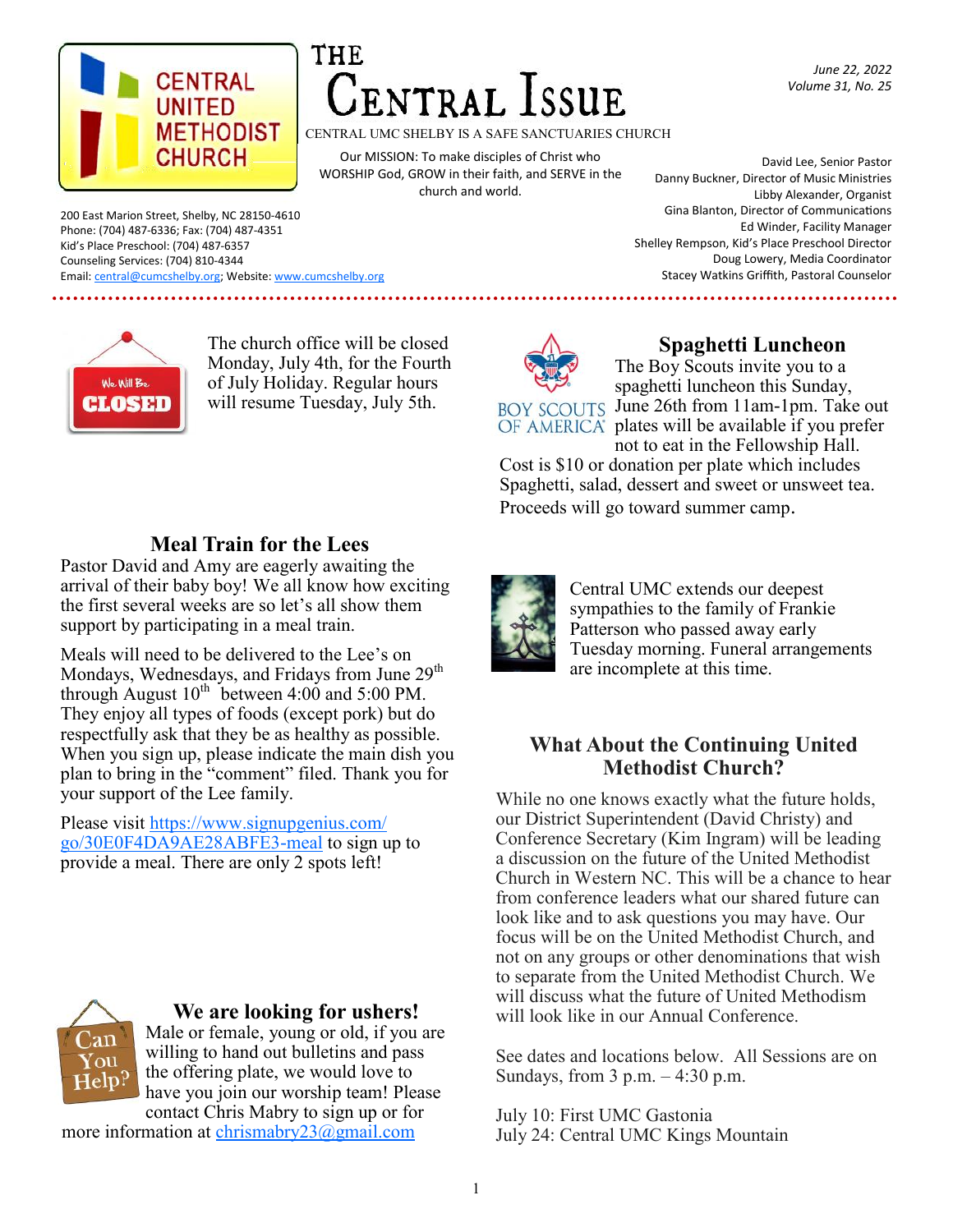# THE CENTRAL ISSUE

*June 22, 2022*
*Volume 31, No. 25*

CENTRAL UMC SHELBY IS A SAFE SANCTUARIES CHURCH

Our MISSION: To make disciples of Christ who WORSHIP God, GROW in their faith, and SERVE in the church and world.

200 East Marion Street, Shelby, NC 28150-4610
Phone: (704) 487-6336; Fax: (704) 487-4351
Kid's Place Preschool: (704) 487-6357
Counseling Services: (704) 810-4344
Email: central@cumcshelby.org; Website: www.cumcshelby.org

David Lee, Senior Pastor
Danny Buckner, Director of Music Ministries
Libby Alexander, Organist
Gina Blanton, Director of Communications
Ed Winder, Facility Manager
Shelley Rempson, Kid's Place Preschool Director
Doug Lowery, Media Coordinator
Stacey Watkins Griffith, Pastoral Counselor

---

The church office will be closed Monday, July 4th, for the Fourth of July Holiday. Regular hours will resume Tuesday, July 5th.

## Meal Train for the Lees

Pastor David and Amy are eagerly awaiting the arrival of their baby boy! We all know how exciting the first several weeks are so let's all show them support by participating in a meal train.

Meals will need to be delivered to the Lee's on Mondays, Wednesdays, and Fridays from June 29th through August 10th between 4:00 and 5:00 PM. They enjoy all types of foods (except pork) but do respectfully ask that they be as healthy as possible. When you sign up, please indicate the main dish you plan to bring in the "comment" filed. Thank you for your support of the Lee family.

Please visit https://www.signupgenius.com/go/30E0F4DA9AE28ABFE3-meal to sign up to provide a meal. There are only 2 spots left!

## We are looking for ushers!

Male or female, young or old, if you are willing to hand out bulletins and pass the offering plate, we would love to have you join our worship team! Please contact Chris Mabry to sign up or for more information at chrismabry23@gmail.com

## Spaghetti Luncheon

The Boy Scouts invite you to a spaghetti luncheon this Sunday, June 26th from 11am-1pm. Take out plates will be available if you prefer not to eat in the Fellowship Hall. Cost is $10 or donation per plate which includes Spaghetti, salad, dessert and sweet or unsweet tea. Proceeds will go toward summer camp.

Central UMC extends our deepest sympathies to the family of Frankie Patterson who passed away early Tuesday morning. Funeral arrangements are incomplete at this time.

## What About the Continuing United Methodist Church?

While no one knows exactly what the future holds, our District Superintendent (David Christy) and Conference Secretary (Kim Ingram) will be leading a discussion on the future of the United Methodist Church in Western NC. This will be a chance to hear from conference leaders what our shared future can look like and to ask questions you may have. Our focus will be on the United Methodist Church, and not on any groups or other denominations that wish to separate from the United Methodist Church. We will discuss what the future of United Methodism will look like in our Annual Conference.

See dates and locations below. All Sessions are on Sundays, from 3 p.m. – 4:30 p.m.

July 10: First UMC Gastonia
July 24: Central UMC Kings Mountain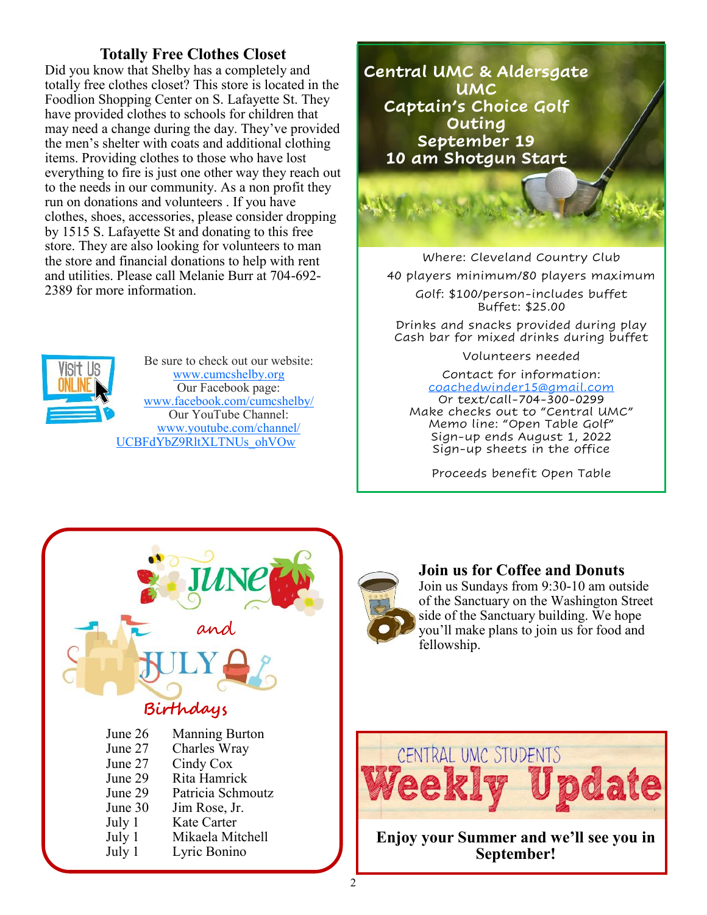## Totally Free Clothes Closet

Did you know that Shelby has a completely and totally free clothes closet? This store is located in the Foodlion Shopping Center on S. Lafayette St. They have provided clothes to schools for children that may need a change during the day. They've provided the men's shelter with coats and additional clothing items. Providing clothes to those who have lost everything to fire is just one other way they reach out to the needs in our community. As a non profit they run on donations and volunteers . If you have clothes, shoes, accessories, please consider dropping by 1515 S. Lafayette St and donating to this free store. They are also looking for volunteers to man the store and financial donations to help with rent and utilities. Please call Melanie Burr at 704-692-2389 for more information.

Be sure to check out our website:
www.cumcshelby.org
Our Facebook page:
www.facebook.com/cumcshelby/
Our YouTube Channel:
www.youtube.com/channel/UCBFdYbZ9RltXLTNUs_ohVOw

## Central UMC & Aldersgate UMC Captain's Choice Golf Outing
## September 19
## 10 am Shotgun Start

Where: Cleveland Country Club

40 players minimum/80 players maximum

Golf: $100/person-includes buffet
Buffet: $25.00

Drinks and snacks provided during play
Cash bar for mixed drinks during buffet

Volunteers needed

Contact for information:
coachedwinder15@gmail.com
Or text/call-704-300-0299
Make checks out to "Central UMC"
Memo line: "Open Table Golf"
Sign-up ends August 1, 2022
Sign-up sheets in the office

Proceeds benefit Open Table

## June and July Birthdays

| | |
|---|---|
| June 26 | Manning Burton |
| June 27 | Charles Wray |
| June 27 | Cindy Cox |
| June 29 | Rita Hamrick |
| June 29 | Patricia Schmoutz |
| June 30 | Jim Rose, Jr. |
| July 1 | Kate Carter |
| July 1 | Mikaela Mitchell |
| July 1 | Lyric Bonino |

## Join us for Coffee and Donuts

Join us Sundays from 9:30-10 am outside of the Sanctuary on the Washington Street side of the Sanctuary building. We hope you'll make plans to join us for food and fellowship.

## Central UMC Students Weekly Update

**Enjoy your Summer and we'll see you in September!**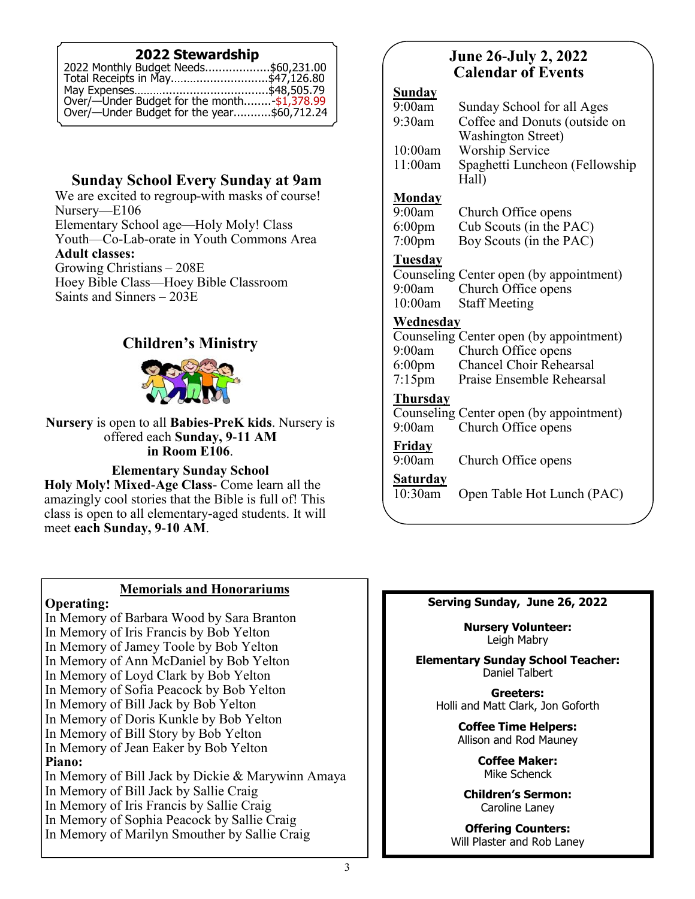## 2022 Stewardship

2022 Monthly Budget Needs...................$60,231.00
Total Receipts in May...............................$47,126.80
May Expenses..........................................$48,505.79
Over/—Under Budget for the month........-$1,378.99
Over/—Under Budget for the year...........$60,712.24

## Sunday School Every Sunday at 9am

We are excited to regroup-with masks of course!
Nursery—E106
Elementary School age—Holy Moly! Class
Youth—Co-Lab-orate in Youth Commons Area
**Adult classes:**
Growing Christians – 208E
Hoey Bible Class—Hoey Bible Classroom
Saints and Sinners – 203E

## Children's Ministry

**Nursery** is open to all **Babies-PreK kids**. Nursery is offered each **Sunday, 9-11 AM in Room E106**.

**Elementary Sunday School**

**Holy Moly! Mixed-Age Class**- Come learn all the amazingly cool stories that the Bible is full of! This class is open to all elementary-aged students. It will meet **each Sunday, 9-10 AM**.

## June 26-July 2, 2022 Calendar of Events

**Sunday**
9:00am Sunday School for all Ages
9:30am Coffee and Donuts (outside on Washington Street)
10:00am Worship Service
11:00am Spaghetti Luncheon (Fellowship Hall)

**Monday**
9:00am Church Office opens
6:00pm Cub Scouts (in the PAC)
7:00pm Boy Scouts (in the PAC)

**Tuesday**
Counseling Center open (by appointment)
9:00am Church Office opens
10:00am Staff Meeting

**Wednesday**
Counseling Center open (by appointment)
9:00am Church Office opens
6:00pm Chancel Choir Rehearsal
7:15pm Praise Ensemble Rehearsal

**Thursday**
Counseling Center open (by appointment)
9:00am Church Office opens

**Friday**
9:00am Church Office opens

**Saturday**
10:30am Open Table Hot Lunch (PAC)

## Memorials and Honorariums

**Operating:**
In Memory of Barbara Wood by Sara Branton
In Memory of Iris Francis by Bob Yelton
In Memory of Jamey Toole by Bob Yelton
In Memory of Ann McDaniel by Bob Yelton
In Memory of Loyd Clark by Bob Yelton
In Memory of Sofia Peacock by Bob Yelton
In Memory of Bill Jack by Bob Yelton
In Memory of Doris Kunkle by Bob Yelton
In Memory of Bill Story by Bob Yelton
In Memory of Jean Eaker by Bob Yelton
**Piano:**
In Memory of Bill Jack by Dickie & Marywinn Amaya
In Memory of Bill Jack by Sallie Craig
In Memory of Iris Francis by Sallie Craig
In Memory of Sophia Peacock by Sallie Craig
In Memory of Marilyn Smouther by Sallie Craig

## Serving Sunday, June 26, 2022

**Nursery Volunteer:**
Leigh Mabry

**Elementary Sunday School Teacher:**
Daniel Talbert

**Greeters:**
Holli and Matt Clark, Jon Goforth

**Coffee Time Helpers:**
Allison and Rod Mauney

**Coffee Maker:**
Mike Schenck

**Children's Sermon:**
Caroline Laney

**Offering Counters:**
Will Plaster and Rob Laney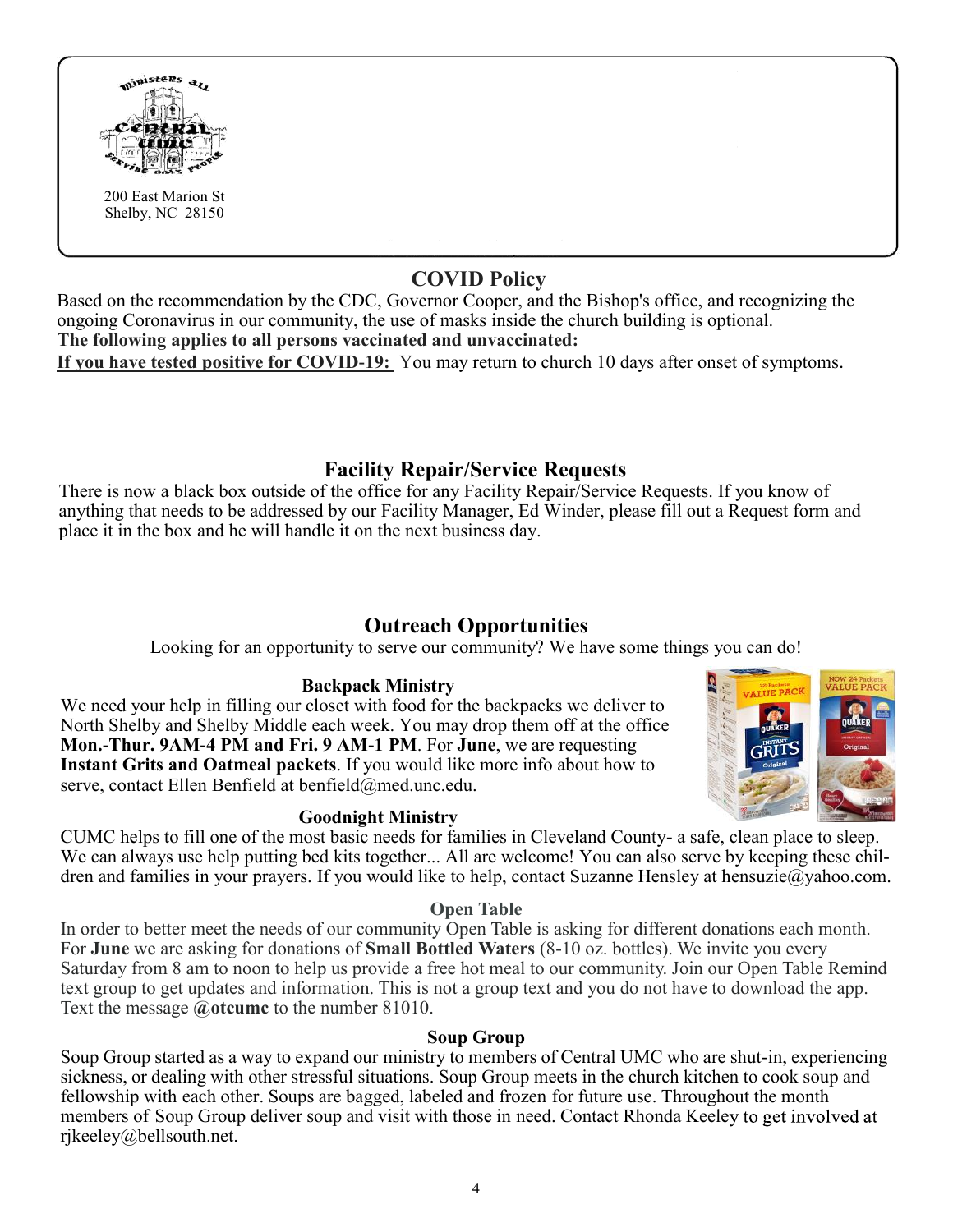200 East Marion St
Shelby, NC 28150

## COVID Policy

Based on the recommendation by the CDC, Governor Cooper, and the Bishop's office, and recognizing the ongoing Coronavirus in our community, the use of masks inside the church building is optional.

**The following applies to all persons vaccinated and unvaccinated:**

**If you have tested positive for COVID-19:** You may return to church 10 days after onset of symptoms.

## Facility Repair/Service Requests

There is now a black box outside of the office for any Facility Repair/Service Requests. If you know of anything that needs to be addressed by our Facility Manager, Ed Winder, please fill out a Request form and place it in the box and he will handle it on the next business day.

## Outreach Opportunities

Looking for an opportunity to serve our community? We have some things you can do!

### Backpack Ministry

We need your help in filling our closet with food for the backpacks we deliver to North Shelby and Shelby Middle each week. You may drop them off at the office **Mon.-Thur. 9AM-4 PM and Fri. 9 AM-1 PM**. For **June**, we are requesting **Instant Grits and Oatmeal packets**. If you would like more info about how to serve, contact Ellen Benfield at benfield@med.unc.edu.

### Goodnight Ministry

CUMC helps to fill one of the most basic needs for families in Cleveland County- a safe, clean place to sleep. We can always use help putting bed kits together... All are welcome! You can also serve by keeping these children and families in your prayers. If you would like to help, contact Suzanne Hensley at hensuzie@yahoo.com.

### Open Table

In order to better meet the needs of our community Open Table is asking for different donations each month. For **June** we are asking for donations of **Small Bottled Waters** (8-10 oz. bottles). We invite you every Saturday from 8 am to noon to help us provide a free hot meal to our community. Join our Open Table Remind text group to get updates and information. This is not a group text and you do not have to download the app. Text the message **@otcumc** to the number 81010.

### Soup Group

Soup Group started as a way to expand our ministry to members of Central UMC who are shut-in, experiencing sickness, or dealing with other stressful situations. Soup Group meets in the church kitchen to cook soup and fellowship with each other. Soups are bagged, labeled and frozen for future use. Throughout the month members of Soup Group deliver soup and visit with those in need. Contact Rhonda Keeley to get involved at rjkeeley@bellsouth.net.